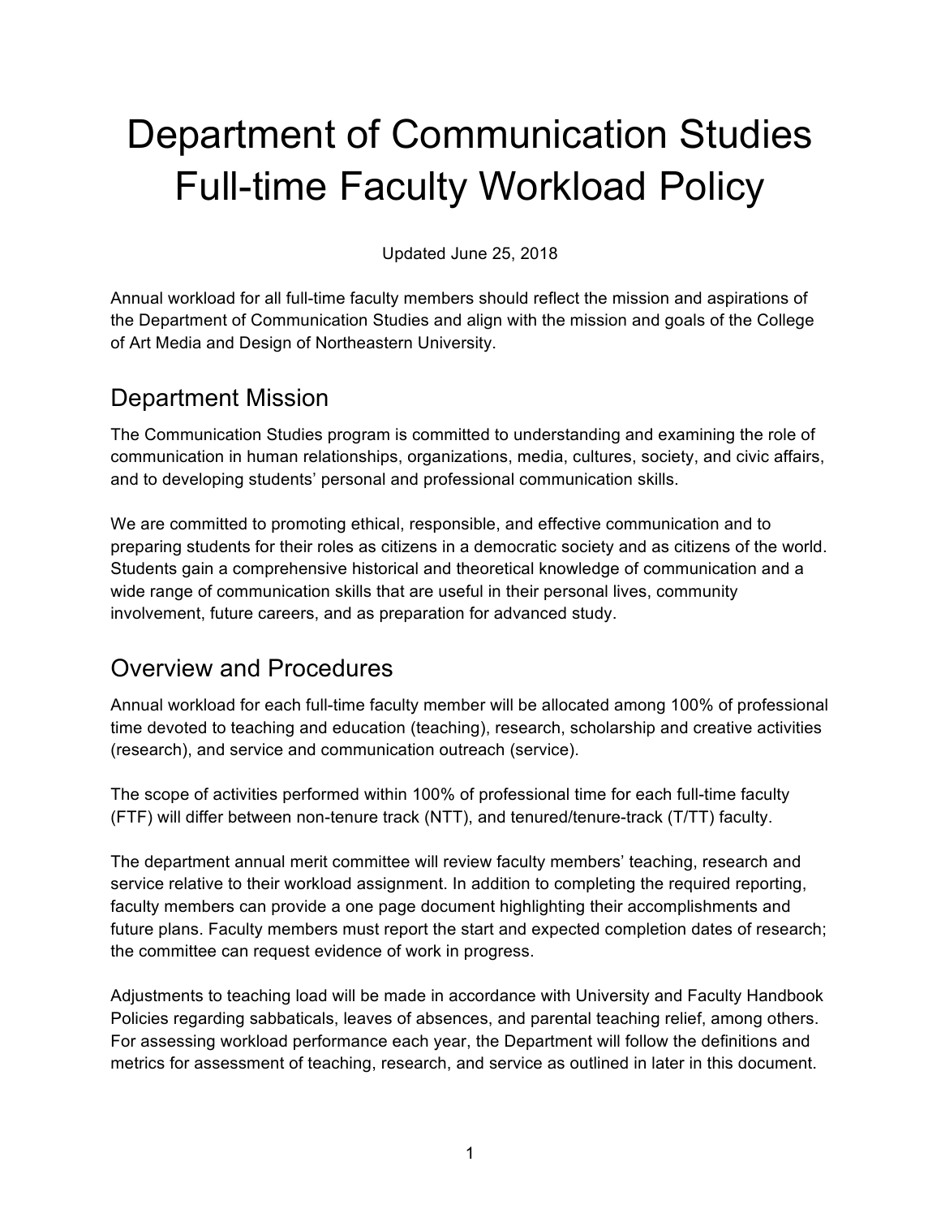# Department of Communication Studies Full-time Faculty Workload Policy

Updated June 25, 2018

Annual workload for all full-time faculty members should reflect the mission and aspirations of the Department of Communication Studies and align with the mission and goals of the College of Art Media and Design of Northeastern University.

## Department Mission

The Communication Studies program is committed to understanding and examining the role of communication in human relationships, organizations, media, cultures, society, and civic affairs, and to developing students' personal and professional communication skills.

We are committed to promoting ethical, responsible, and effective communication and to preparing students for their roles as citizens in a democratic society and as citizens of the world. Students gain a comprehensive historical and theoretical knowledge of communication and a wide range of communication skills that are useful in their personal lives, community involvement, future careers, and as preparation for advanced study.

## Overview and Procedures

Annual workload for each full-time faculty member will be allocated among 100% of professional time devoted to teaching and education (teaching), research, scholarship and creative activities (research), and service and communication outreach (service).

The scope of activities performed within 100% of professional time for each full-time faculty (FTF) will differ between non-tenure track (NTT), and tenured/tenure-track (T/TT) faculty.

The department annual merit committee will review faculty members' teaching, research and service relative to their workload assignment. In addition to completing the required reporting, faculty members can provide a one page document highlighting their accomplishments and future plans. Faculty members must report the start and expected completion dates of research; the committee can request evidence of work in progress.

Adjustments to teaching load will be made in accordance with University and Faculty Handbook Policies regarding sabbaticals, leaves of absences, and parental teaching relief, among others. For assessing workload performance each year, the Department will follow the definitions and metrics for assessment of teaching, research, and service as outlined in later in this document.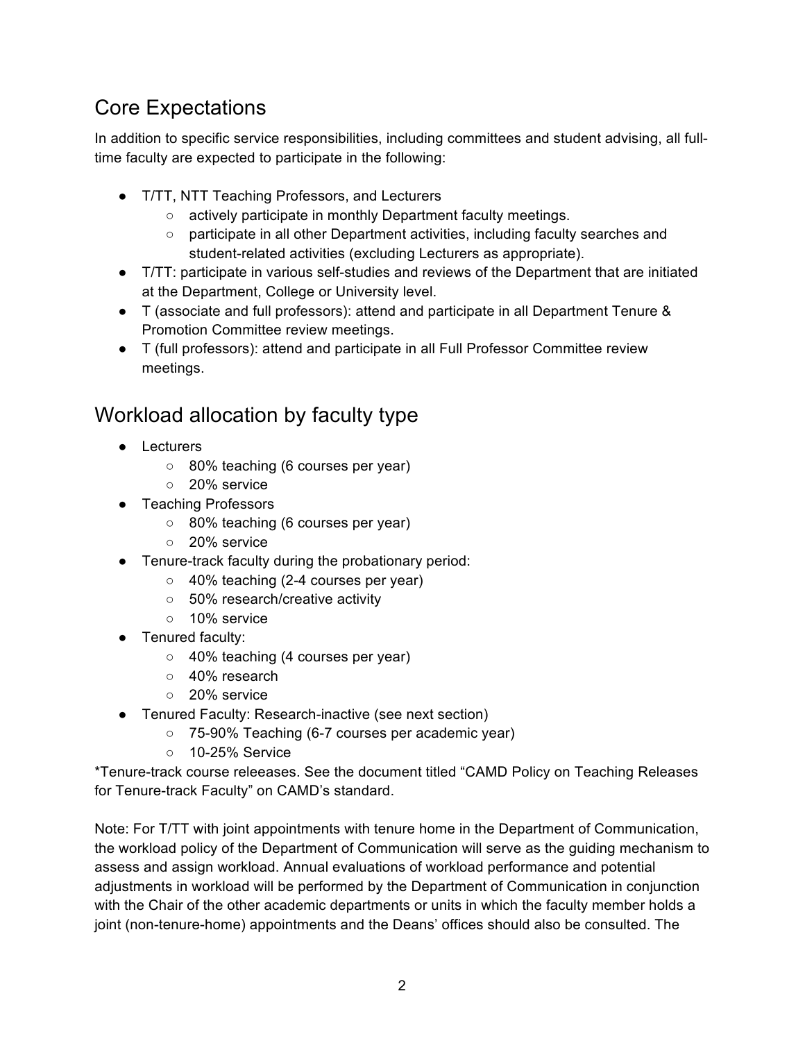## Core Expectations

In addition to specific service responsibilities, including committees and student advising, all full-time faculty are expected to participate in the following:

- T/TT, NTT Teaching Professors, and Lecturers
    - actively participate in monthly Department faculty meetings.
    - participate in all other Department activities, including faculty searches and student-related activities (excluding Lecturers as appropriate).
- T/TT: participate in various self-studies and reviews of the Department that are initiated at the Department, College or University level.
- T (associate and full professors): attend and participate in all Department Tenure & Promotion Committee review meetings.
- T (full professors): attend and participate in all Full Professor Committee review meetings.

## Workload allocation by faculty type

- Lecturers
    - 80% teaching (6 courses per year)
    - 20% service
- Teaching Professors
    - 80% teaching (6 courses per year)
    - 20% service
- Tenure-track faculty during the probationary period:
    - 40% teaching (2-4 courses per year)
    - 50% research/creative activity
    - 10% service
- Tenured faculty:
    - 40% teaching (4 courses per year)
    - 40% research
    - 20% service
- Tenured Faculty: Research-inactive (see next section)
    - 75-90% Teaching (6-7 courses per academic year)
    - 10-25% Service

*Tenure-track course releeases. See the document titled "CAMD Policy on Teaching Releases for Tenure-track Faculty" on CAMD's standard.

Note: For T/TT with joint appointments with tenure home in the Department of Communication, the workload policy of the Department of Communication will serve as the guiding mechanism to assess and assign workload. Annual evaluations of workload performance and potential adjustments in workload will be performed by the Department of Communication in conjunction with the Chair of the other academic departments or units in which the faculty member holds a joint (non-tenure-home) appointments and the Deans' offices should also be consulted. The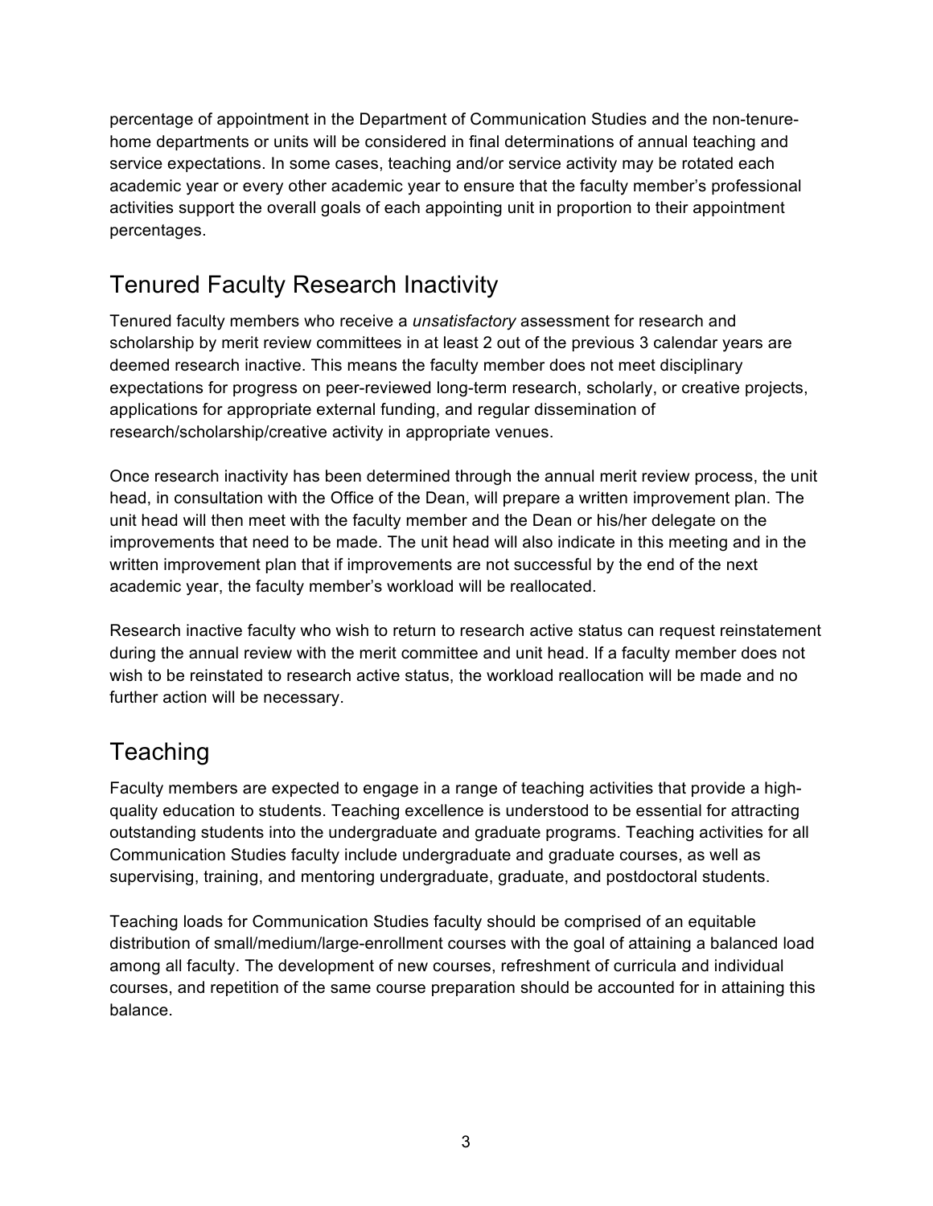percentage of appointment in the Department of Communication Studies and the non-tenure-home departments or units will be considered in final determinations of annual teaching and service expectations. In some cases, teaching and/or service activity may be rotated each academic year or every other academic year to ensure that the faculty member's professional activities support the overall goals of each appointing unit in proportion to their appointment percentages.

## Tenured Faculty Research Inactivity

Tenured faculty members who receive a *unsatisfactory* assessment for research and scholarship by merit review committees in at least 2 out of the previous 3 calendar years are deemed research inactive. This means the faculty member does not meet disciplinary expectations for progress on peer-reviewed long-term research, scholarly, or creative projects, applications for appropriate external funding, and regular dissemination of research/scholarship/creative activity in appropriate venues.

Once research inactivity has been determined through the annual merit review process, the unit head, in consultation with the Office of the Dean, will prepare a written improvement plan. The unit head will then meet with the faculty member and the Dean or his/her delegate on the improvements that need to be made. The unit head will also indicate in this meeting and in the written improvement plan that if improvements are not successful by the end of the next academic year, the faculty member's workload will be reallocated.

Research inactive faculty who wish to return to research active status can request reinstatement during the annual review with the merit committee and unit head. If a faculty member does not wish to be reinstated to research active status, the workload reallocation will be made and no further action will be necessary.

## Teaching

Faculty members are expected to engage in a range of teaching activities that provide a high-quality education to students. Teaching excellence is understood to be essential for attracting outstanding students into the undergraduate and graduate programs. Teaching activities for all Communication Studies faculty include undergraduate and graduate courses, as well as supervising, training, and mentoring undergraduate, graduate, and postdoctoral students.

Teaching loads for Communication Studies faculty should be comprised of an equitable distribution of small/medium/large-enrollment courses with the goal of attaining a balanced load among all faculty. The development of new courses, refreshment of curricula and individual courses, and repetition of the same course preparation should be accounted for in attaining this balance.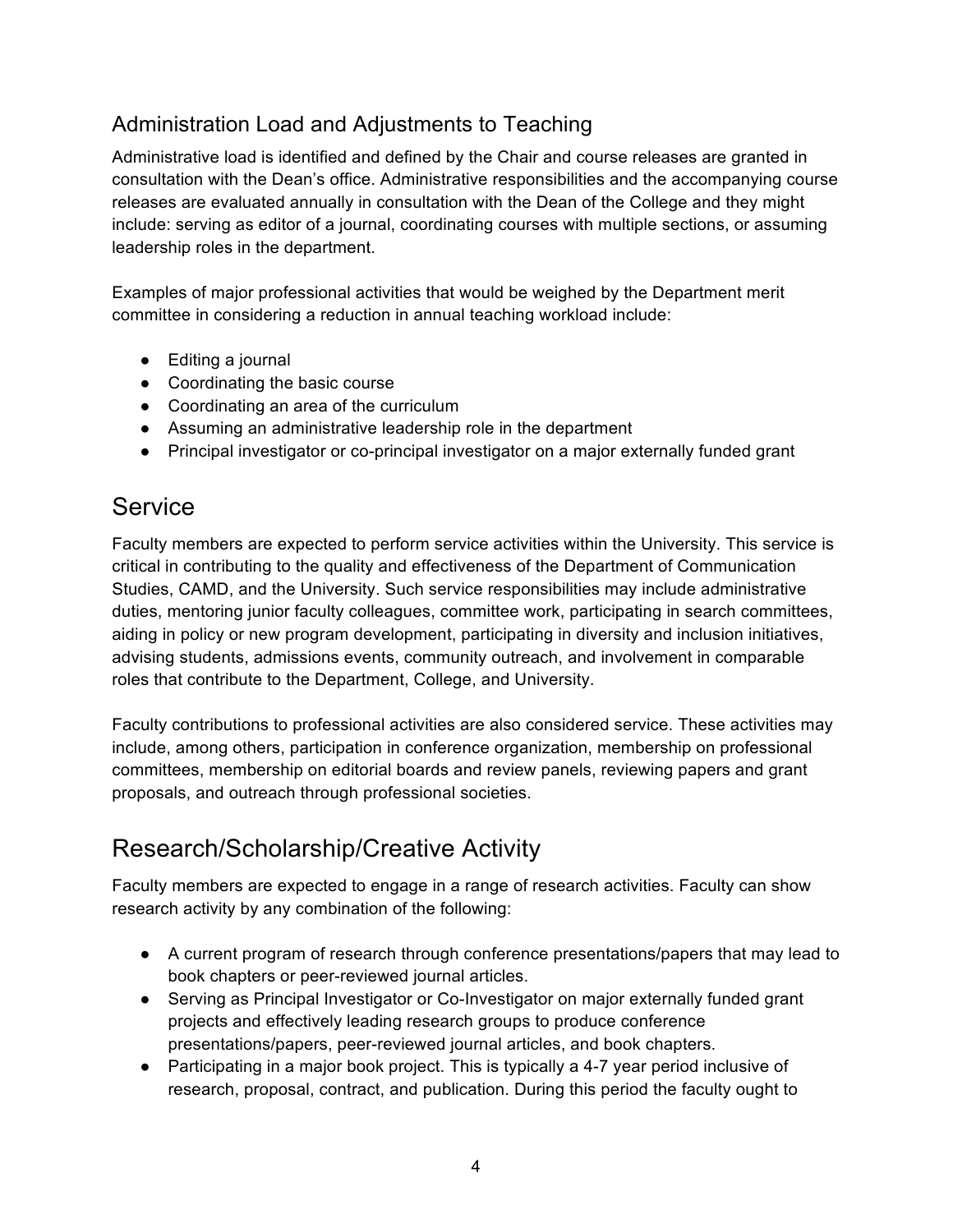### Administration Load and Adjustments to Teaching

Administrative load is identified and defined by the Chair and course releases are granted in consultation with the Dean's office. Administrative responsibilities and the accompanying course releases are evaluated annually in consultation with the Dean of the College and they might include: serving as editor of a journal, coordinating courses with multiple sections, or assuming leadership roles in the department.

Examples of major professional activities that would be weighed by the Department merit committee in considering a reduction in annual teaching workload include:

- Editing a journal
- Coordinating the basic course
- Coordinating an area of the curriculum
- Assuming an administrative leadership role in the department
- Principal investigator or co-principal investigator on a major externally funded grant

## Service

Faculty members are expected to perform service activities within the University. This service is critical in contributing to the quality and effectiveness of the Department of Communication Studies, CAMD, and the University. Such service responsibilities may include administrative duties, mentoring junior faculty colleagues, committee work, participating in search committees, aiding in policy or new program development, participating in diversity and inclusion initiatives, advising students, admissions events, community outreach, and involvement in comparable roles that contribute to the Department, College, and University.

Faculty contributions to professional activities are also considered service. These activities may include, among others, participation in conference organization, membership on professional committees, membership on editorial boards and review panels, reviewing papers and grant proposals, and outreach through professional societies.

## Research/Scholarship/Creative Activity

Faculty members are expected to engage in a range of research activities. Faculty can show research activity by any combination of the following:

- A current program of research through conference presentations/papers that may lead to book chapters or peer-reviewed journal articles.
- Serving as Principal Investigator or Co-Investigator on major externally funded grant projects and effectively leading research groups to produce conference presentations/papers, peer-reviewed journal articles, and book chapters.
- Participating in a major book project. This is typically a 4-7 year period inclusive of research, proposal, contract, and publication. During this period the faculty ought to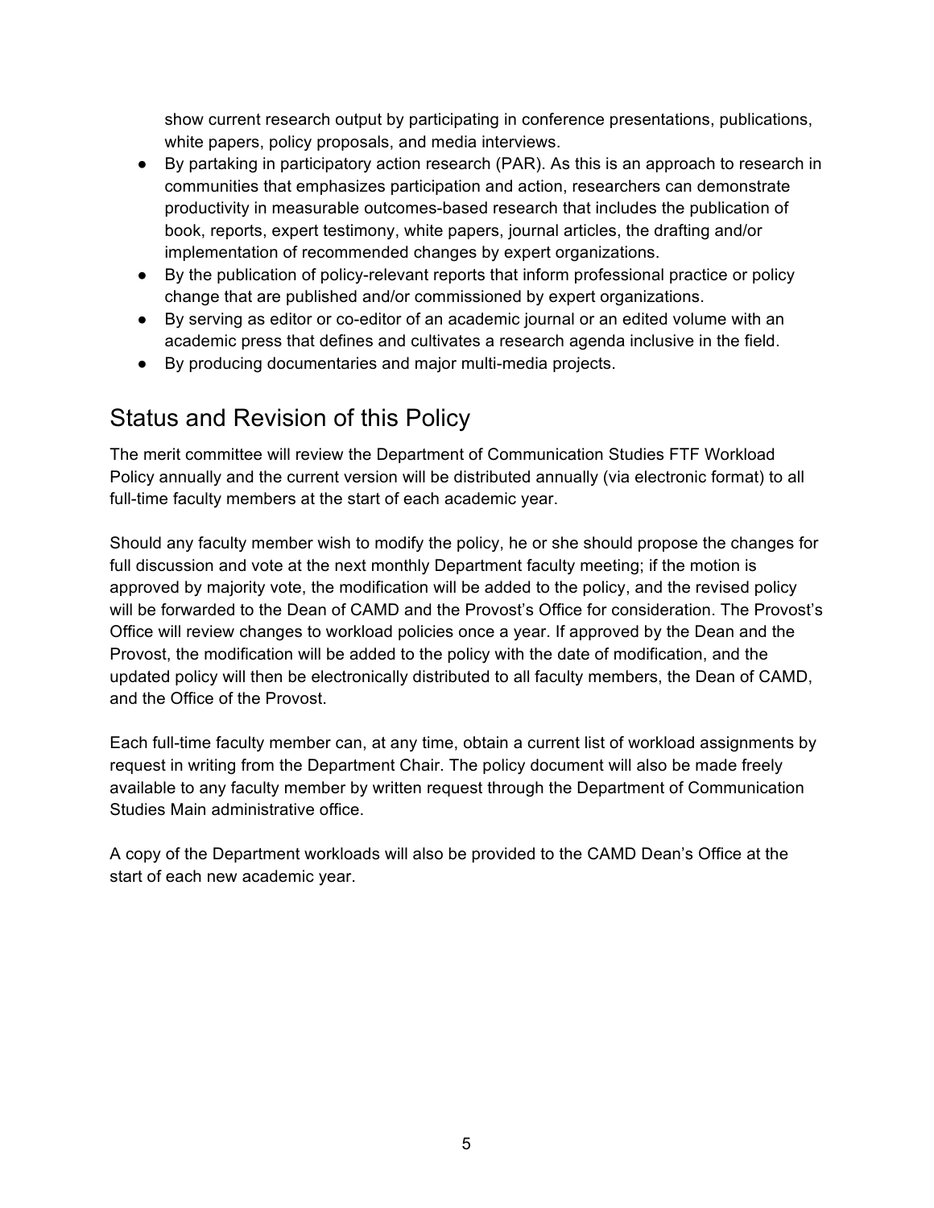show current research output by participating in conference presentations, publications, white papers, policy proposals, and media interviews.

- By partaking in participatory action research (PAR). As this is an approach to research in communities that emphasizes participation and action, researchers can demonstrate productivity in measurable outcomes-based research that includes the publication of book, reports, expert testimony, white papers, journal articles, the drafting and/or implementation of recommended changes by expert organizations.
- By the publication of policy-relevant reports that inform professional practice or policy change that are published and/or commissioned by expert organizations.
- By serving as editor or co-editor of an academic journal or an edited volume with an academic press that defines and cultivates a research agenda inclusive in the field.
- By producing documentaries and major multi-media projects.

## Status and Revision of this Policy

The merit committee will review the Department of Communication Studies FTF Workload Policy annually and the current version will be distributed annually (via electronic format) to all full-time faculty members at the start of each academic year.

Should any faculty member wish to modify the policy, he or she should propose the changes for full discussion and vote at the next monthly Department faculty meeting; if the motion is approved by majority vote, the modification will be added to the policy, and the revised policy will be forwarded to the Dean of CAMD and the Provost's Office for consideration. The Provost's Office will review changes to workload policies once a year. If approved by the Dean and the Provost, the modification will be added to the policy with the date of modification, and the updated policy will then be electronically distributed to all faculty members, the Dean of CAMD, and the Office of the Provost.

Each full-time faculty member can, at any time, obtain a current list of workload assignments by request in writing from the Department Chair. The policy document will also be made freely available to any faculty member by written request through the Department of Communication Studies Main administrative office.

A copy of the Department workloads will also be provided to the CAMD Dean's Office at the start of each new academic year.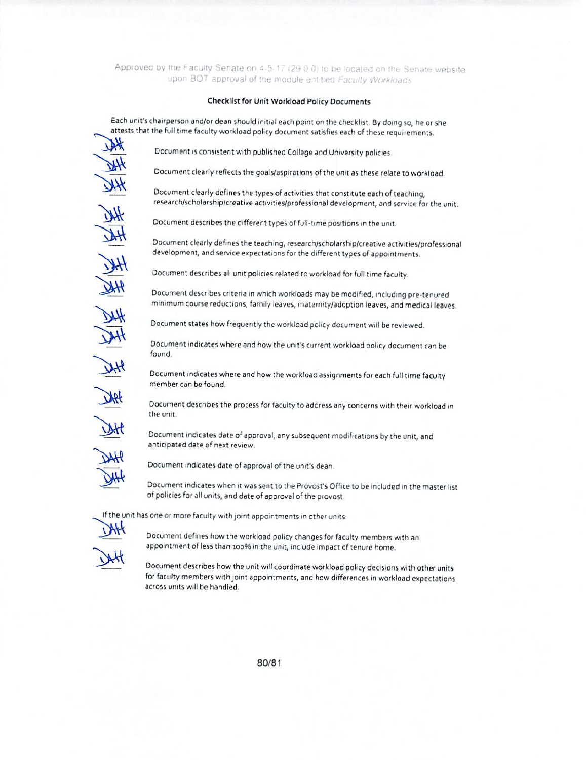Approved by the Faculty Senate on 4-5-17 (29 0 0) to be located on the Senate website upon BOT approval of the module entitled *Faculty Workloads*

**Checklist for Unit Workload Policy Documents**

Each unit's chairperson and/or dean should initial each point on the checklist. By doing so, he or she attests that the full time faculty workload policy document satisfies each of these requirements.

- DAH Document is consistent with published College and University policies.
- DAH Document clearly reflects the goals/aspirations of the unit as these relate to workload.
- DAH Document clearly defines the types of activities that constitute each of teaching, research/scholarship/creative activities/professional development, and service for the unit.
- DAH Document describes the different types of full-time positions in the unit.
- DAH Document clearly defines the teaching, research/scholarship/creative activities/professional development, and service expectations for the different types of appointments.
- DAH Document describes all unit policies related to workload for full time faculty.
- DAH Document describes criteria in which workloads may be modified, including pre-tenured minimum course reductions, family leaves, maternity/adoption leaves, and medical leaves.
- DAH Document states how frequently the workload policy document will be reviewed.
- DAH Document indicates where and how the unit's current workload policy document can be found.
- DAH Document indicates where and how the workload assignments for each full time faculty member can be found.
- DAH Document describes the process for faculty to address any concerns with their workload in the unit.
- DAH Document indicates date of approval, any subsequent modifications by the unit, and anticipated date of next review.
- DAH Document indicates date of approval of the unit's dean.
- DAH Document indicates when it was sent to the Provost's Office to be included in the master list of policies for all units, and date of approval of the provost.

If the unit has one or more faculty with joint appointments in other units:

- DAH Document defines how the workload policy changes for faculty members with an appointment of less than 100% in the unit, include impact of tenure home.
- DAH Document describes how the unit will coordinate workload policy decisions with other units for faculty members with joint appointments, and how differences in workload expectations across units will be handled.